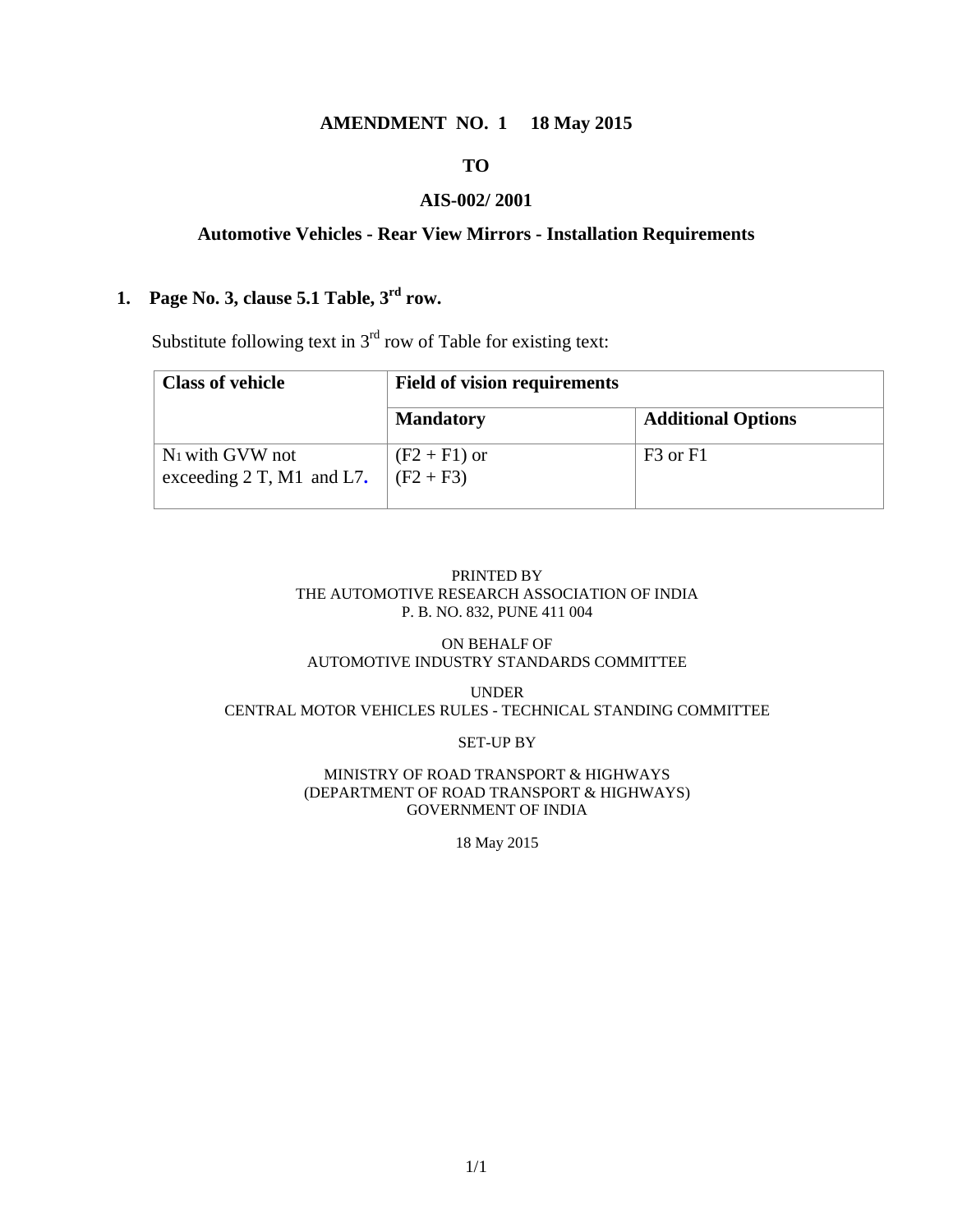**AMENDMENT NO. 1 18 May 2015**

**TO**

**AIS-002/ 2001**

**Automotive Vehicles - Rear View Mirrors - Installation Requirements**

**1. Page No. 3, clause 5.1 Table, 3rd row.**

Substitute following text in 3rd row of Table for existing text:

| Class of vehicle | Field of vision requirements | |
|---|---|---|
| | **Mandatory** | **Additional Options** |
| $N_1$ with GVW not exceeding 2 T, M1 and L7. | (F2 + F1) or (F2 + F3) | F3 or F1 |

PRINTED BY
THE AUTOMOTIVE RESEARCH ASSOCIATION OF INDIA
P. B. NO. 832, PUNE 411 004

ON BEHALF OF
AUTOMOTIVE INDUSTRY STANDARDS COMMITTEE

UNDER
CENTRAL MOTOR VEHICLES RULES - TECHNICAL STANDING COMMITTEE

SET-UP BY

MINISTRY OF ROAD TRANSPORT & HIGHWAYS
(DEPARTMENT OF ROAD TRANSPORT & HIGHWAYS)
GOVERNMENT OF INDIA

18 May 2015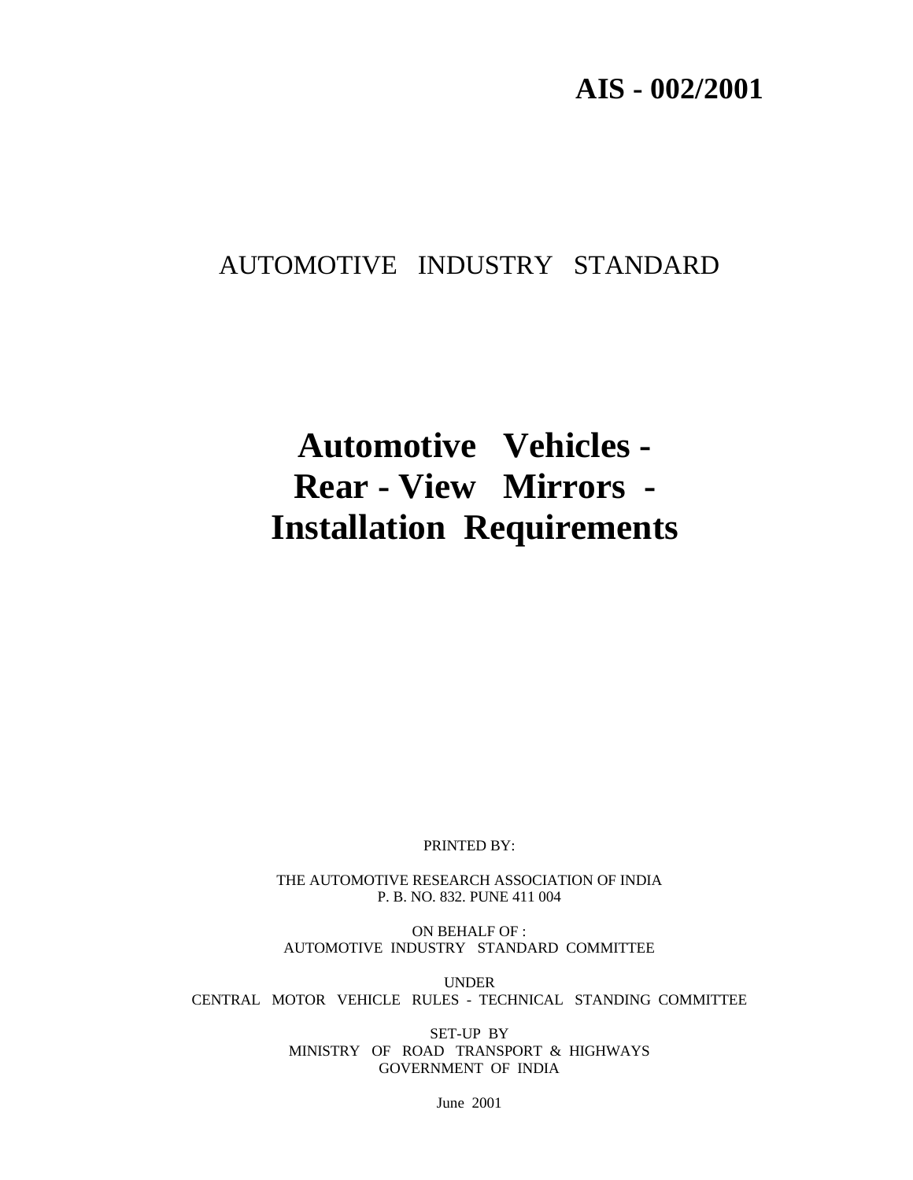# AIS - 002/2001

AUTOMOTIVE INDUSTRY STANDARD

# Automotive Vehicles - Rear - View Mirrors - Installation Requirements

PRINTED BY:

THE AUTOMOTIVE RESEARCH ASSOCIATION OF INDIA
P. B. NO. 832. PUNE 411 004

ON BEHALF OF :
AUTOMOTIVE INDUSTRY STANDARD COMMITTEE

UNDER
CENTRAL MOTOR VEHICLE RULES - TECHNICAL STANDING COMMITTEE

SET-UP BY
MINISTRY OF ROAD TRANSPORT & HIGHWAYS
GOVERNMENT OF INDIA

June 2001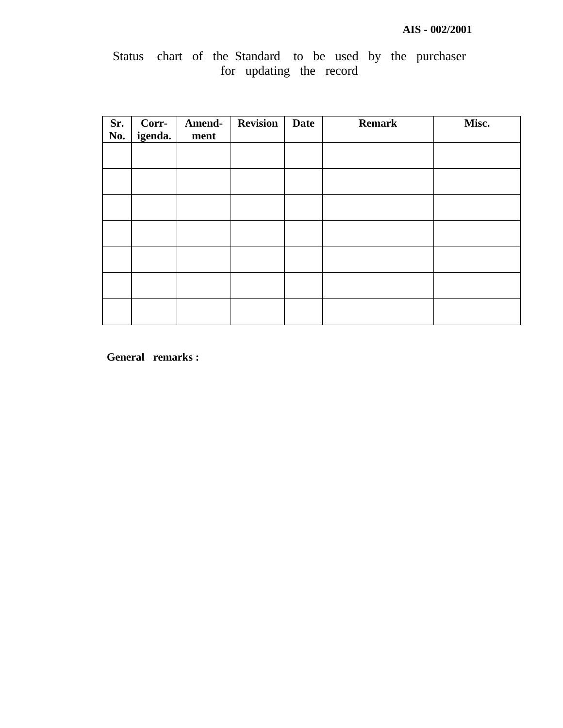Status chart of the Standard to be used by the purchaser for updating the record

| Sr. No. | Corr-igenda. | Amend-ment | Revision | Date | Remark | Misc. |
|---|---|---|---|---|---|---|
| | | | | | | |
| | | | | | | |
| | | | | | | |
| | | | | | | |
| | | | | | | |
| | | | | | | |
| | | | | | | |

**General remarks :**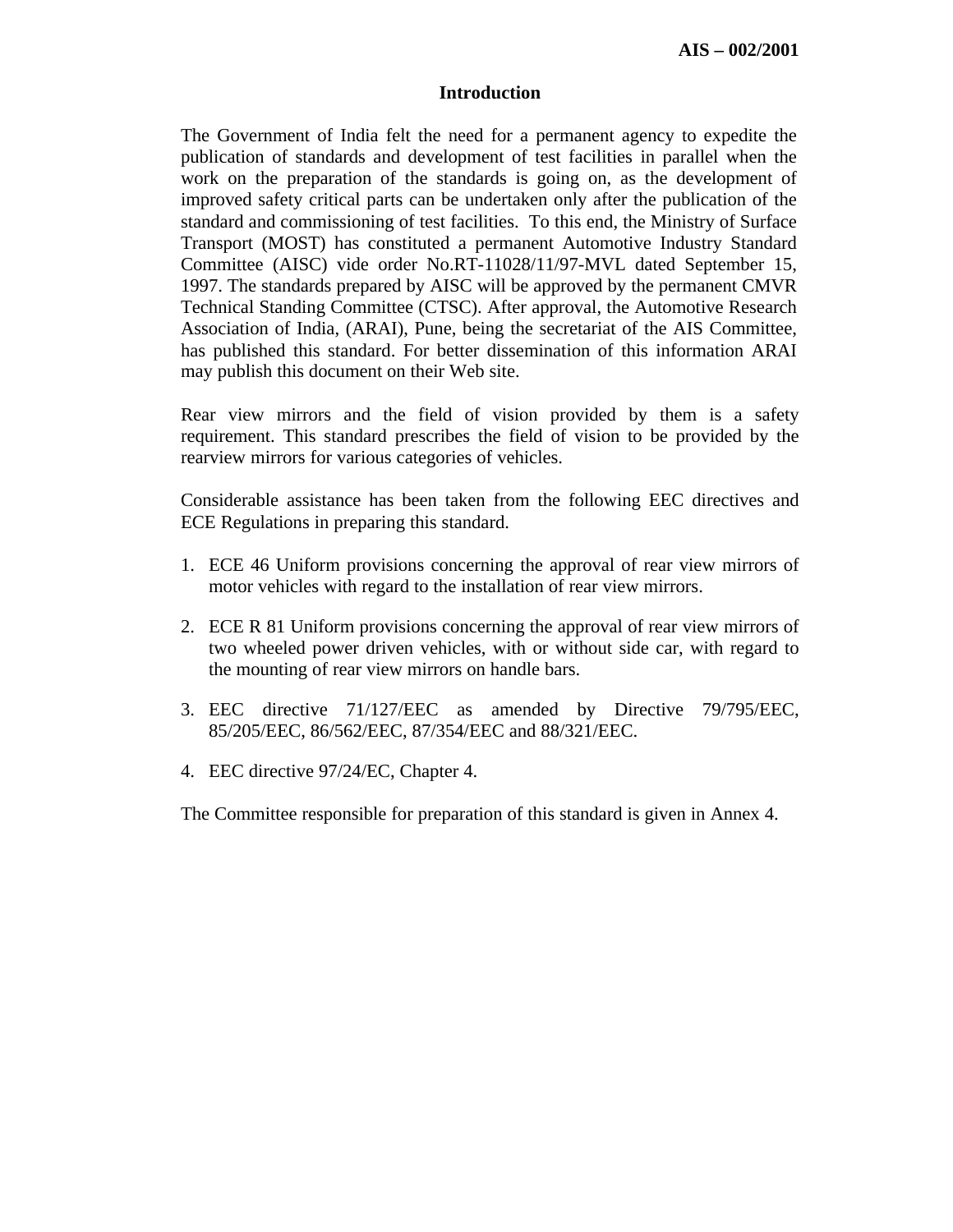## Introduction

The Government of India felt the need for a permanent agency to expedite the publication of standards and development of test facilities in parallel when the work on the preparation of the standards is going on, as the development of improved safety critical parts can be undertaken only after the publication of the standard and commissioning of test facilities. To this end, the Ministry of Surface Transport (MOST) has constituted a permanent Automotive Industry Standard Committee (AISC) vide order No.RT-11028/11/97-MVL dated September 15, 1997. The standards prepared by AISC will be approved by the permanent CMVR Technical Standing Committee (CTSC). After approval, the Automotive Research Association of India, (ARAI), Pune, being the secretariat of the AIS Committee, has published this standard. For better dissemination of this information ARAI may publish this document on their Web site.

Rear view mirrors and the field of vision provided by them is a safety requirement. This standard prescribes the field of vision to be provided by the rearview mirrors for various categories of vehicles.

Considerable assistance has been taken from the following EEC directives and ECE Regulations in preparing this standard.

1. ECE 46 Uniform provisions concerning the approval of rear view mirrors of motor vehicles with regard to the installation of rear view mirrors.

2. ECE R 81 Uniform provisions concerning the approval of rear view mirrors of two wheeled power driven vehicles, with or without side car, with regard to the mounting of rear view mirrors on handle bars.

3. EEC directive 71/127/EEC as amended by Directive 79/795/EEC, 85/205/EEC, 86/562/EEC, 87/354/EEC and 88/321/EEC.

4. EEC directive 97/24/EC, Chapter 4.

The Committee responsible for preparation of this standard is given in Annex 4.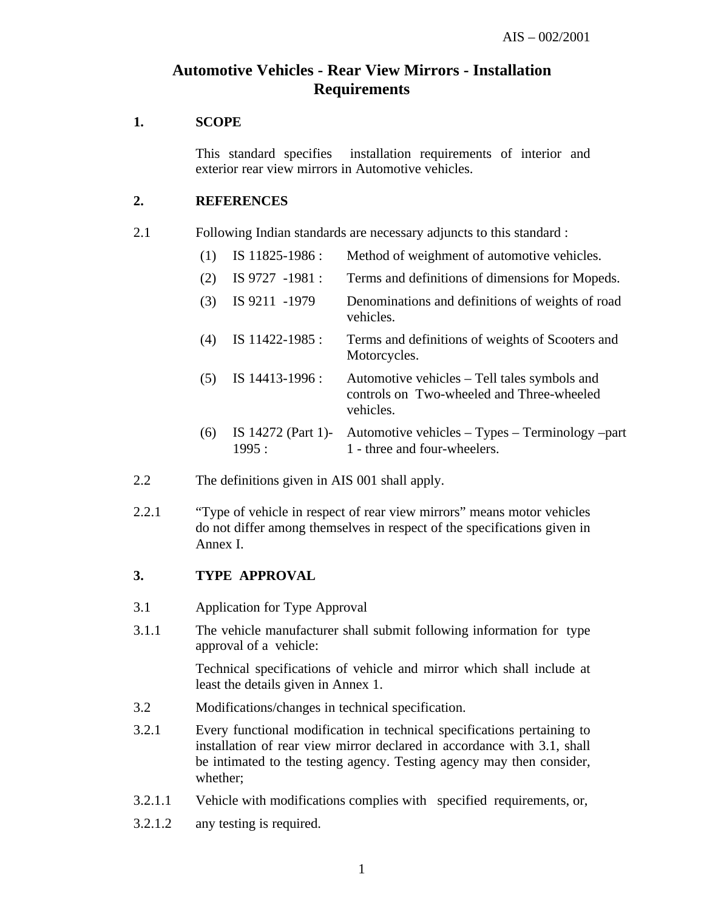# Automotive Vehicles - Rear View Mirrors - Installation Requirements

## 1. SCOPE

This standard specifies installation requirements of interior and exterior rear view mirrors in Automotive vehicles.

## 2. REFERENCES

2.1 Following Indian standards are necessary adjuncts to this standard :

| | | |
|---|---|---|
| (1) | IS 11825-1986 : | Method of weighment of automotive vehicles. |
| (2) | IS 9727 -1981 : | Terms and definitions of dimensions for Mopeds. |
| (3) | IS 9211 -1979 | Denominations and definitions of weights of road vehicles. |
| (4) | IS 11422-1985 : | Terms and definitions of weights of Scooters and Motorcycles. |
| (5) | IS 14413-1996 : | Automotive vehicles – Tell tales symbols and controls on Two-wheeled and Three-wheeled vehicles. |
| (6) | IS 14272 (Part 1)-1995 : | Automotive vehicles – Types – Terminology –part 1 - three and four-wheelers. |

2.2 The definitions given in AIS 001 shall apply.

2.2.1 "Type of vehicle in respect of rear view mirrors" means motor vehicles do not differ among themselves in respect of the specifications given in Annex I.

## 3. TYPE APPROVAL

3.1 Application for Type Approval

3.1.1 The vehicle manufacturer shall submit following information for type approval of a vehicle:

Technical specifications of vehicle and mirror which shall include at least the details given in Annex 1.

3.2 Modifications/changes in technical specification.

3.2.1 Every functional modification in technical specifications pertaining to installation of rear view mirror declared in accordance with 3.1, shall be intimated to the testing agency. Testing agency may then consider, whether;

3.2.1.1 Vehicle with modifications complies with specified requirements, or,

3.2.1.2 any testing is required.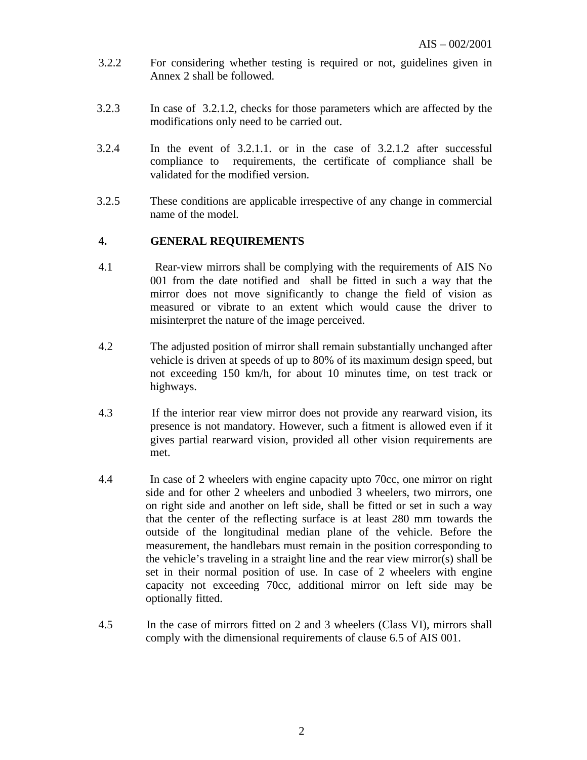3.2.2 For considering whether testing is required or not, guidelines given in Annex 2 shall be followed.

3.2.3 In case of 3.2.1.2, checks for those parameters which are affected by the modifications only need to be carried out.

3.2.4 In the event of 3.2.1.1. or in the case of 3.2.1.2 after successful compliance to requirements, the certificate of compliance shall be validated for the modified version.

3.2.5 These conditions are applicable irrespective of any change in commercial name of the model.

## 4. GENERAL REQUIREMENTS

4.1 Rear-view mirrors shall be complying with the requirements of AIS No 001 from the date notified and shall be fitted in such a way that the mirror does not move significantly to change the field of vision as measured or vibrate to an extent which would cause the driver to misinterpret the nature of the image perceived.

4.2 The adjusted position of mirror shall remain substantially unchanged after vehicle is driven at speeds of up to 80% of its maximum design speed, but not exceeding 150 km/h, for about 10 minutes time, on test track or highways.

4.3 If the interior rear view mirror does not provide any rearward vision, its presence is not mandatory. However, such a fitment is allowed even if it gives partial rearward vision, provided all other vision requirements are met.

4.4 In case of 2 wheelers with engine capacity upto 70cc, one mirror on right side and for other 2 wheelers and unbodied 3 wheelers, two mirrors, one on right side and another on left side, shall be fitted or set in such a way that the center of the reflecting surface is at least 280 mm towards the outside of the longitudinal median plane of the vehicle. Before the measurement, the handlebars must remain in the position corresponding to the vehicle's traveling in a straight line and the rear view mirror(s) shall be set in their normal position of use. In case of 2 wheelers with engine capacity not exceeding 70cc, additional mirror on left side may be optionally fitted.

4.5 In the case of mirrors fitted on 2 and 3 wheelers (Class VI), mirrors shall comply with the dimensional requirements of clause 6.5 of AIS 001.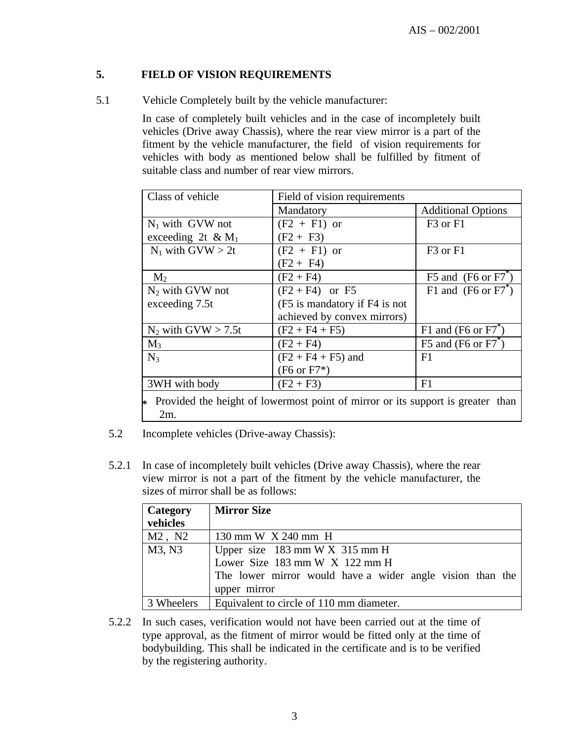## 5. FIELD OF VISION REQUIREMENTS

5.1 Vehicle Completely built by the vehicle manufacturer:

In case of completely built vehicles and in the case of incompletely built vehicles (Drive away Chassis), where the rear view mirror is a part of the fitment by the vehicle manufacturer, the field of vision requirements for vehicles with body as mentioned below shall be fulfilled by fitment of suitable class and number of rear view mirrors.

| Class of vehicle | Field of vision requirements | |
|---|---|---|
| | Mandatory | Additional Options |
| $N_1$ with GVW not exceeding 2t & $M_1$ | (F2 + F1) or (F2 + F3) | F3 or F1 |
| $N_1$ with GVW > 2t | (F2 + F1) or (F2 + F4) | F3 or F1 |
| $M_2$ | (F2 + F4) | F5 and (F6 or F7*) |
| $N_2$ with GVW not exceeding 7.5t | (F2 + F4) or F5 (F5 is mandatory if F4 is not achieved by convex mirrors) | F1 and (F6 or F7*) |
| $N_2$ with GVW > 7.5t | (F2 + F4 + F5) | F1 and (F6 or F7*) |
| $M_3$ | (F2 + F4) | F5 and (F6 or F7*) |
| $N_3$ | (F2 + F4 + F5) and (F6 or F7*) | F1 |
| 3WH with body | (F2 + F3) | F1 |

\* Provided the height of lowermost point of mirror or its support is greater than 2m.

5.2 Incomplete vehicles (Drive-away Chassis):

5.2.1 In case of incompletely built vehicles (Drive away Chassis), where the rear view mirror is not a part of the fitment by the vehicle manufacturer, the sizes of mirror shall be as follows:

| **Category vehicles** | **Mirror Size** |
|---|---|
| M2 , N2 | 130 mm W X 240 mm H |
| M3, N3 | Upper size 183 mm W X 315 mm H<br>Lower Size 183 mm W X 122 mm H<br>The lower mirror would have a wider angle vision than the upper mirror |
| 3 Wheelers | Equivalent to circle of 110 mm diameter. |

5.2.2 In such cases, verification would not have been carried out at the time of type approval, as the fitment of mirror would be fitted only at the time of bodybuilding. This shall be indicated in the certificate and is to be verified by the registering authority.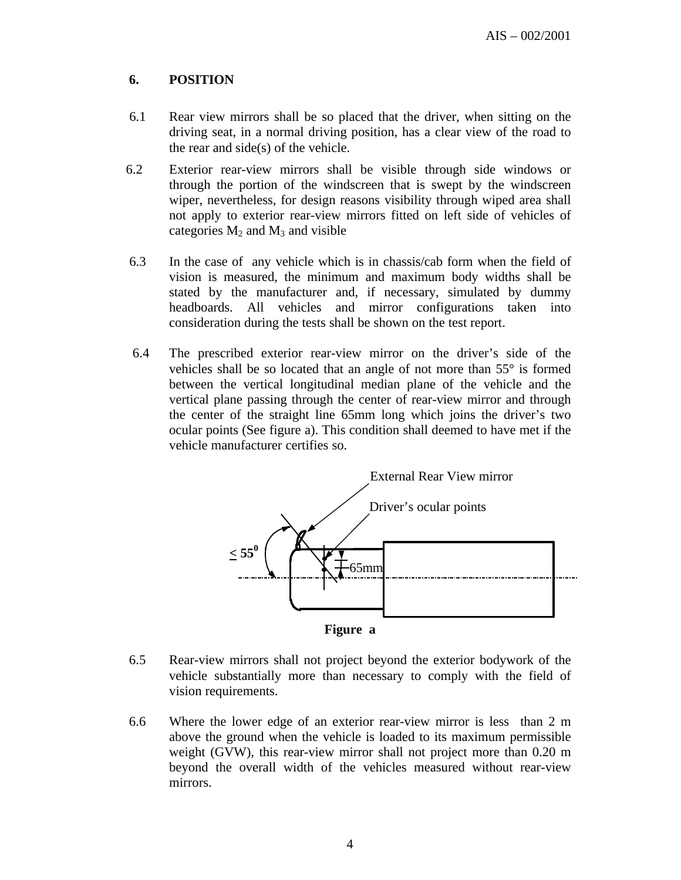## 6. POSITION

6.1 Rear view mirrors shall be so placed that the driver, when sitting on the driving seat, in a normal driving position, has a clear view of the road to the rear and side(s) of the vehicle.

6.2 Exterior rear-view mirrors shall be visible through side windows or through the portion of the windscreen that is swept by the windscreen wiper, nevertheless, for design reasons visibility through wiped area shall not apply to exterior rear-view mirrors fitted on left side of vehicles of categories $M_2$ and $M_3$ and visible

6.3 In the case of any vehicle which is in chassis/cab form when the field of vision is measured, the minimum and maximum body widths shall be stated by the manufacturer and, if necessary, simulated by dummy headboards. All vehicles and mirror configurations taken into consideration during the tests shall be shown on the test report.

6.4 The prescribed exterior rear-view mirror on the driver's side of the vehicles shall be so located that an angle of not more than 55° is formed between the vertical longitudinal median plane of the vehicle and the vertical plane passing through the center of rear-view mirror and through the center of the straight line 65mm long which joins the driver's two ocular points (See figure a). This condition shall deemed to have met if the vehicle manufacturer certifies so.

External Rear View mirror

Driver's ocular points

$\leq 55^0$

65mm

**Figure a**

6.5 Rear-view mirrors shall not project beyond the exterior bodywork of the vehicle substantially more than necessary to comply with the field of vision requirements.

6.6 Where the lower edge of an exterior rear-view mirror is less than 2 m above the ground when the vehicle is loaded to its maximum permissible weight (GVW), this rear-view mirror shall not project more than 0.20 m beyond the overall width of the vehicles measured without rear-view mirrors.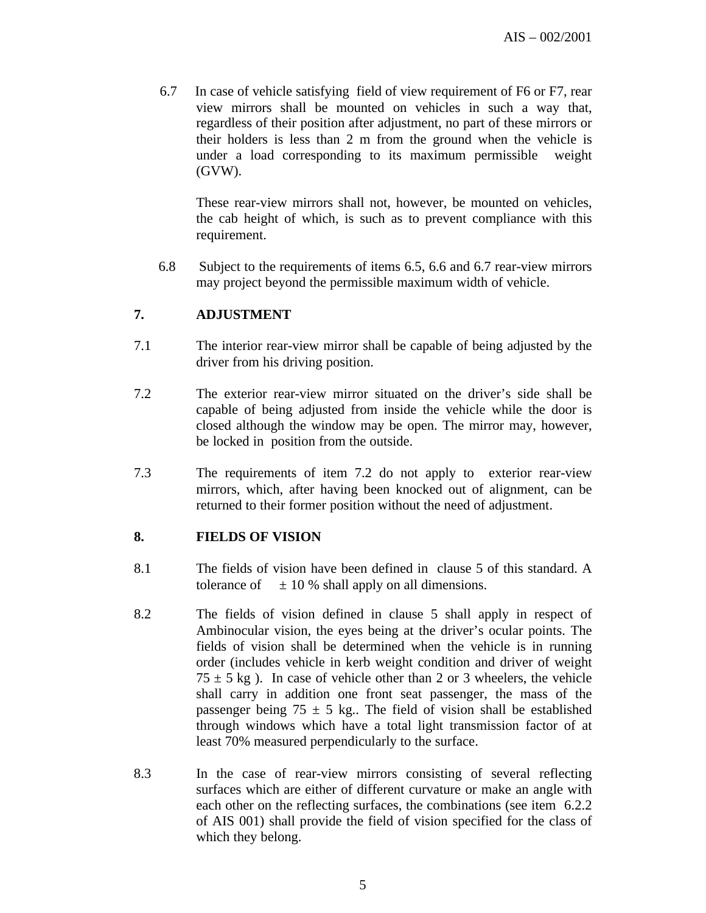6.7 In case of vehicle satisfying field of view requirement of F6 or F7, rear view mirrors shall be mounted on vehicles in such a way that, regardless of their position after adjustment, no part of these mirrors or their holders is less than 2 m from the ground when the vehicle is under a load corresponding to its maximum permissible weight (GVW).

These rear-view mirrors shall not, however, be mounted on vehicles, the cab height of which, is such as to prevent compliance with this requirement.

6.8 Subject to the requirements of items 6.5, 6.6 and 6.7 rear-view mirrors may project beyond the permissible maximum width of vehicle.

## 7. ADJUSTMENT

7.1 The interior rear-view mirror shall be capable of being adjusted by the driver from his driving position.

7.2 The exterior rear-view mirror situated on the driver's side shall be capable of being adjusted from inside the vehicle while the door is closed although the window may be open. The mirror may, however, be locked in position from the outside.

7.3 The requirements of item 7.2 do not apply to exterior rear-view mirrors, which, after having been knocked out of alignment, can be returned to their former position without the need of adjustment.

## 8. FIELDS OF VISION

8.1 The fields of vision have been defined in clause 5 of this standard. A tolerance of ± 10 % shall apply on all dimensions.

8.2 The fields of vision defined in clause 5 shall apply in respect of Ambinocular vision, the eyes being at the driver's ocular points. The fields of vision shall be determined when the vehicle is in running order (includes vehicle in kerb weight condition and driver of weight 75 ± 5 kg ). In case of vehicle other than 2 or 3 wheelers, the vehicle shall carry in addition one front seat passenger, the mass of the passenger being 75 ± 5 kg.. The field of vision shall be established through windows which have a total light transmission factor of at least 70% measured perpendicularly to the surface.

8.3 In the case of rear-view mirrors consisting of several reflecting surfaces which are either of different curvature or make an angle with each other on the reflecting surfaces, the combinations (see item 6.2.2 of AIS 001) shall provide the field of vision specified for the class of which they belong.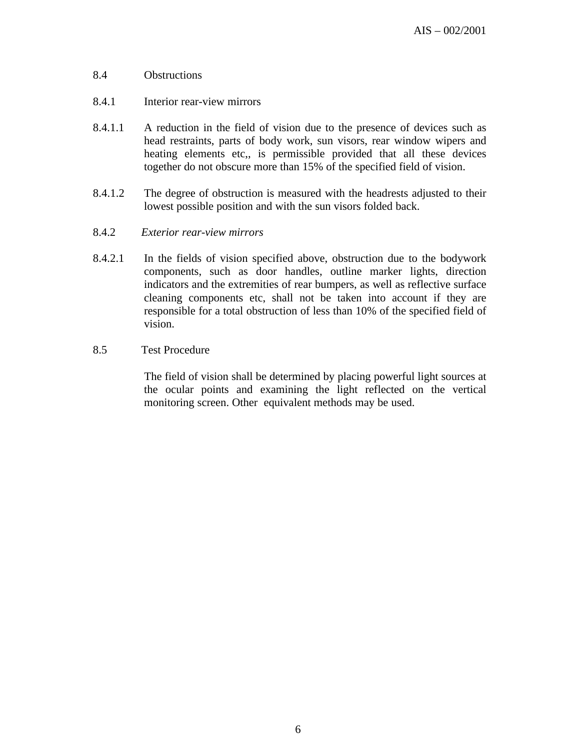8.4 Obstructions

8.4.1 Interior rear-view mirrors

8.4.1.1 A reduction in the field of vision due to the presence of devices such as head restraints, parts of body work, sun visors, rear window wipers and heating elements etc,, is permissible provided that all these devices together do not obscure more than 15% of the specified field of vision.

8.4.1.2 The degree of obstruction is measured with the headrests adjusted to their lowest possible position and with the sun visors folded back.

8.4.2 *Exterior rear-view mirrors*

8.4.2.1 In the fields of vision specified above, obstruction due to the bodywork components, such as door handles, outline marker lights, direction indicators and the extremities of rear bumpers, as well as reflective surface cleaning components etc, shall not be taken into account if they are responsible for a total obstruction of less than 10% of the specified field of vision.

8.5 Test Procedure

The field of vision shall be determined by placing powerful light sources at the ocular points and examining the light reflected on the vertical monitoring screen. Other equivalent methods may be used.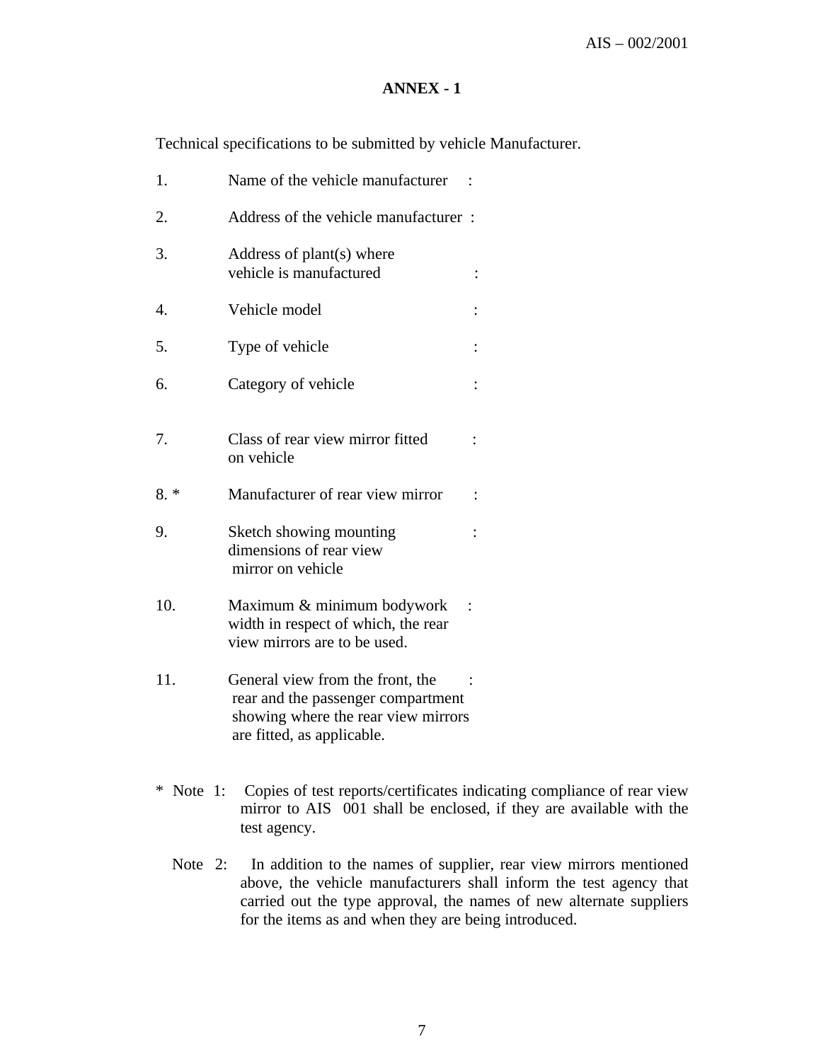## ANNEX - 1

Technical specifications to be submitted by vehicle Manufacturer.

1. Name of the vehicle manufacturer :

2. Address of the vehicle manufacturer :

3. Address of plant(s) where vehicle is manufactured :

4. Vehicle model :

5. Type of vehicle :

6. Category of vehicle :

7. Class of rear view mirror fitted on vehicle :

8. * Manufacturer of rear view mirror :

9. Sketch showing mounting dimensions of rear view mirror on vehicle :

10. Maximum & minimum bodywork width in respect of which, the rear view mirrors are to be used. :

11. General view from the front, the rear and the passenger compartment showing where the rear view mirrors are fitted, as applicable. :

\* Note 1: Copies of test reports/certificates indicating compliance of rear view mirror to AIS 001 shall be enclosed, if they are available with the test agency.

Note 2: In addition to the names of supplier, rear view mirrors mentioned above, the vehicle manufacturers shall inform the test agency that carried out the type approval, the names of new alternate suppliers for the items as and when they are being introduced.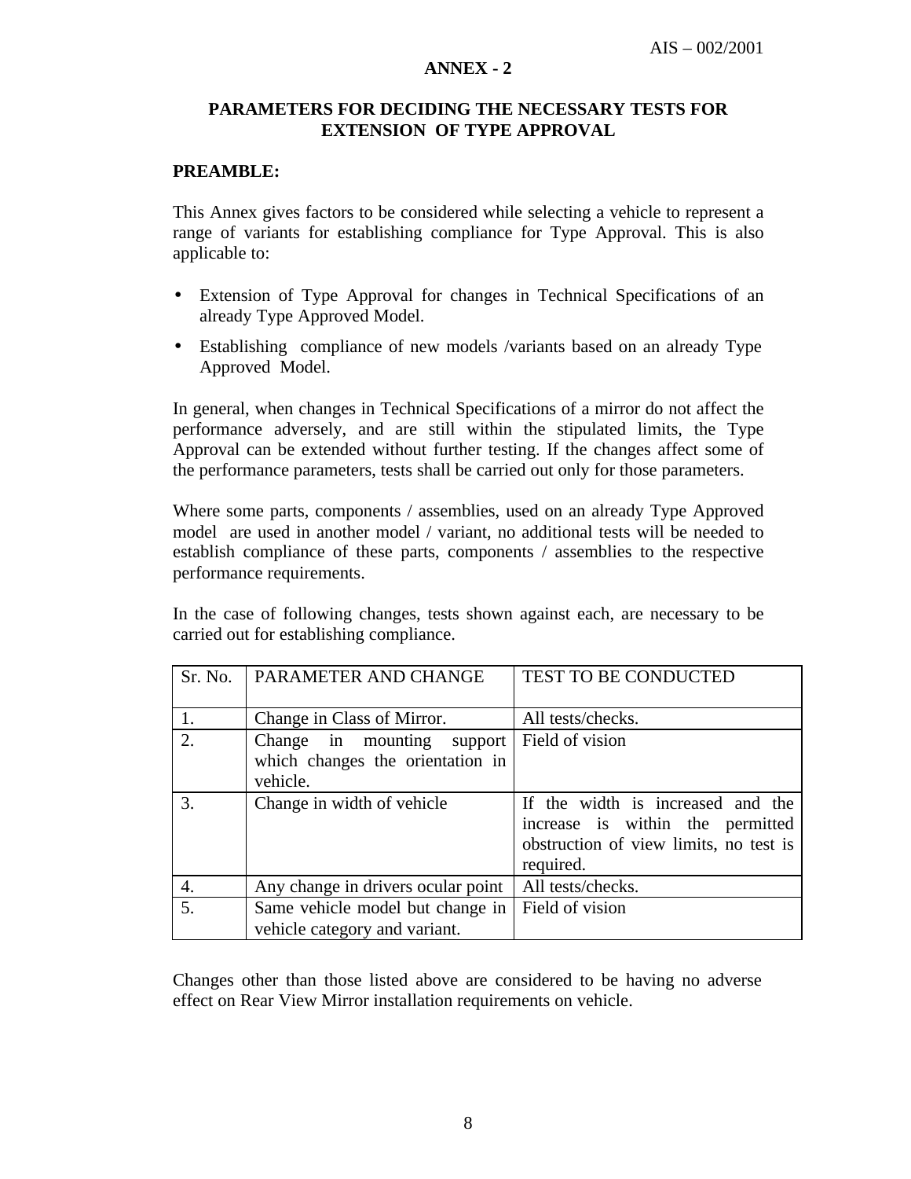# ANNEX - 2

## PARAMETERS FOR DECIDING THE NECESSARY TESTS FOR EXTENSION OF TYPE APPROVAL

**PREAMBLE:**

This Annex gives factors to be considered while selecting a vehicle to represent a range of variants for establishing compliance for Type Approval. This is also applicable to:

- Extension of Type Approval for changes in Technical Specifications of an already Type Approved Model.
- Establishing compliance of new models /variants based on an already Type Approved Model.

In general, when changes in Technical Specifications of a mirror do not affect the performance adversely, and are still within the stipulated limits, the Type Approval can be extended without further testing. If the changes affect some of the performance parameters, tests shall be carried out only for those parameters.

Where some parts, components / assemblies, used on an already Type Approved model are used in another model / variant, no additional tests will be needed to establish compliance of these parts, components / assemblies to the respective performance requirements.

In the case of following changes, tests shown against each, are necessary to be carried out for establishing compliance.

| Sr. No. | PARAMETER AND CHANGE | TEST TO BE CONDUCTED |
|---|---|---|
| 1. | Change in Class of Mirror. | All tests/checks. |
| 2. | Change in mounting support which changes the orientation in vehicle. | Field of vision |
| 3. | Change in width of vehicle | If the width is increased and the increase is within the permitted obstruction of view limits, no test is required. |
| 4. | Any change in drivers ocular point | All tests/checks. |
| 5. | Same vehicle model but change in vehicle category and variant. | Field of vision |

Changes other than those listed above are considered to be having no adverse effect on Rear View Mirror installation requirements on vehicle.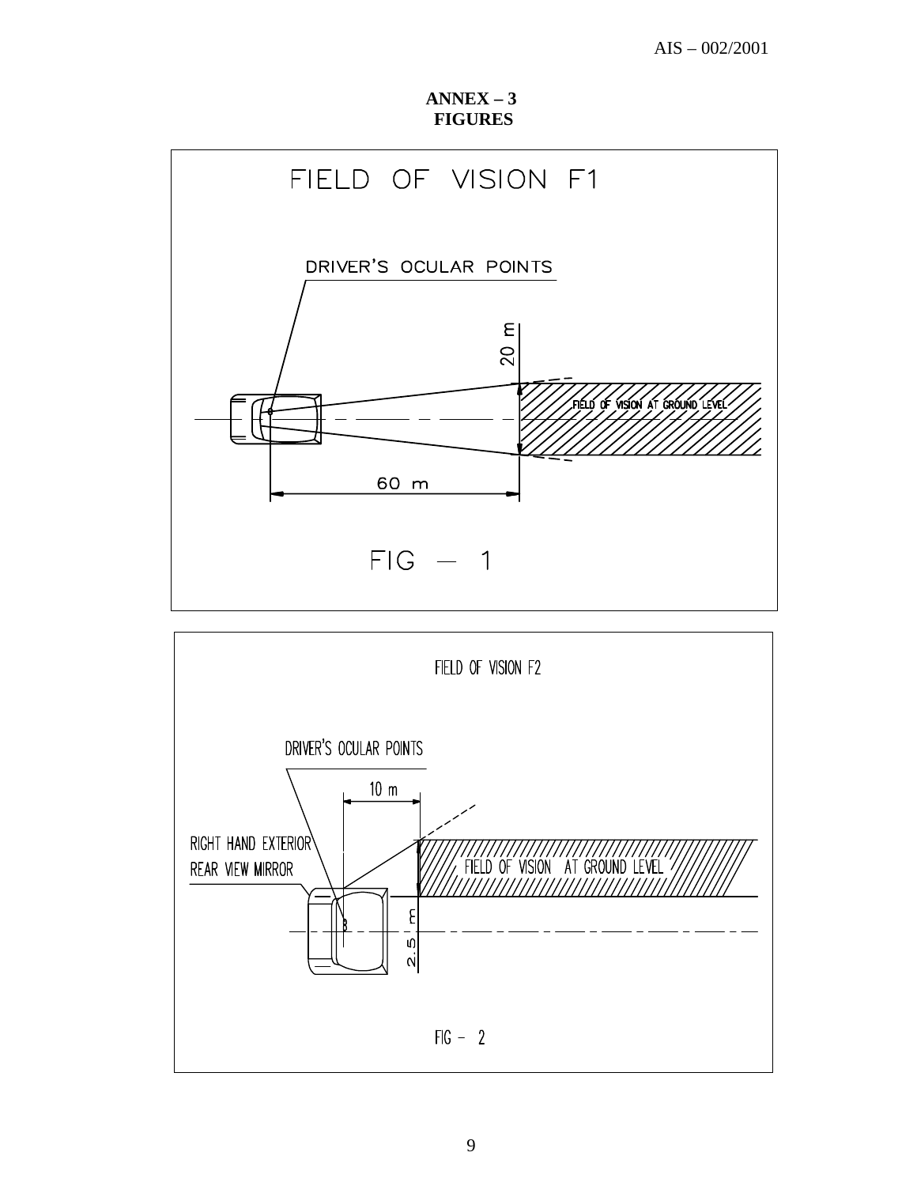# ANNEX – 3
## FIGURES

FIELD OF VISION F1

DRIVER'S OCULAR POINTS

20 m

FIELD OF VISION AT GROUND LEVEL

60 m

FIG – 1

FIELD OF VISION F2

DRIVER'S OCULAR POINTS

10 m

RIGHT HAND EXTERIOR REAR VIEW MIRROR

FIELD OF VISION AT GROUND LEVEL

2.5 m

FIG – 2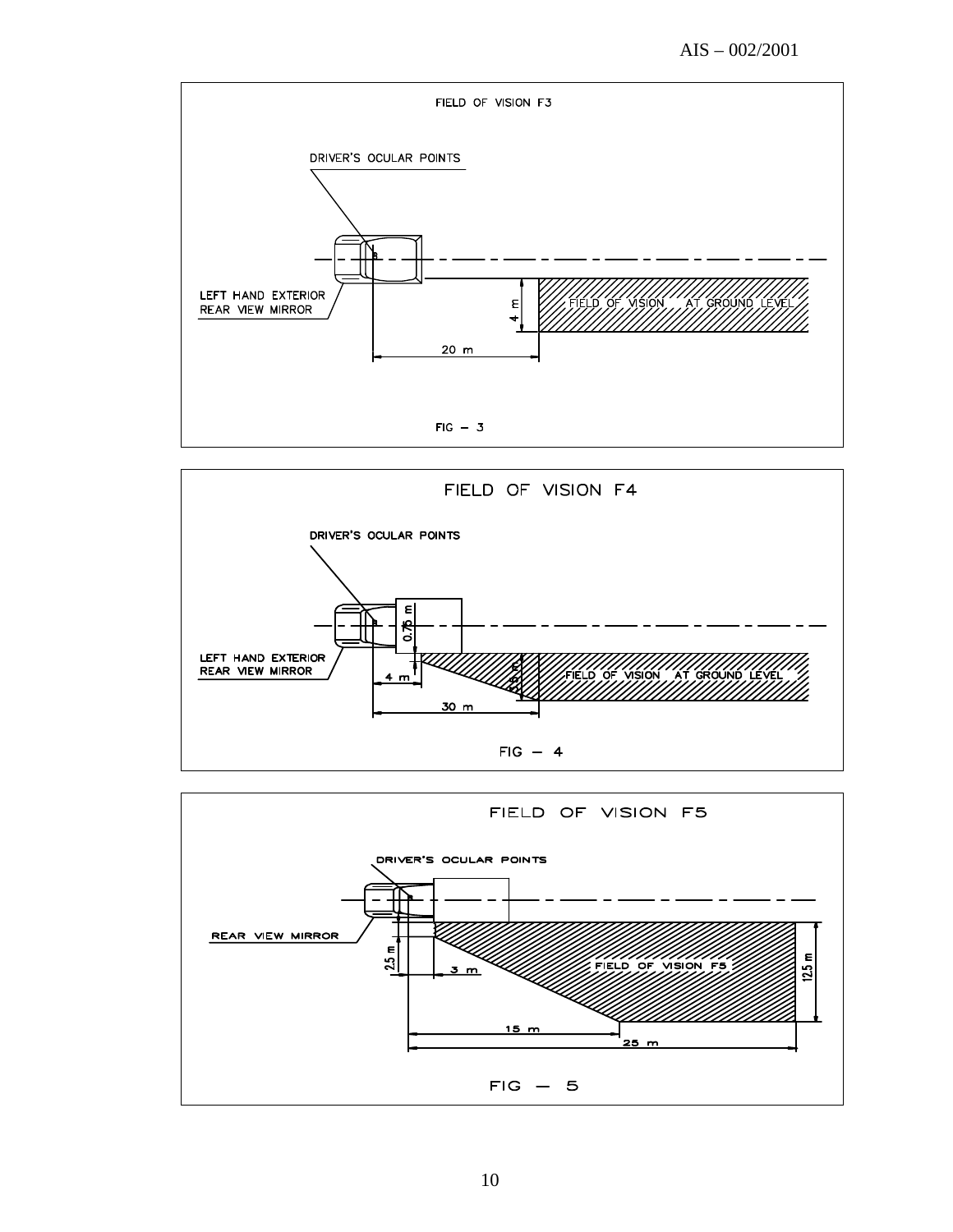FIELD OF VISION F3

DRIVER'S OCULAR POINTS

LEFT HAND EXTERIOR REAR VIEW MIRROR

FIELD OF VISION AT GROUND LEVEL

4 m

20 m

FIG – 3

FIELD OF VISION F4

DRIVER'S OCULAR POINTS

LEFT HAND EXTERIOR REAR VIEW MIRROR

0.75 m

3.5 m

FIELD OF VISION AT GROUND LEVEL

4 m

30 m

FIG – 4

FIELD OF VISION F5

DRIVER'S OCULAR POINTS

REAR VIEW MIRROR

2.5 m

3 m

FIELD OF VISION F5

12.5 m

15 m

25 m

FIG – 5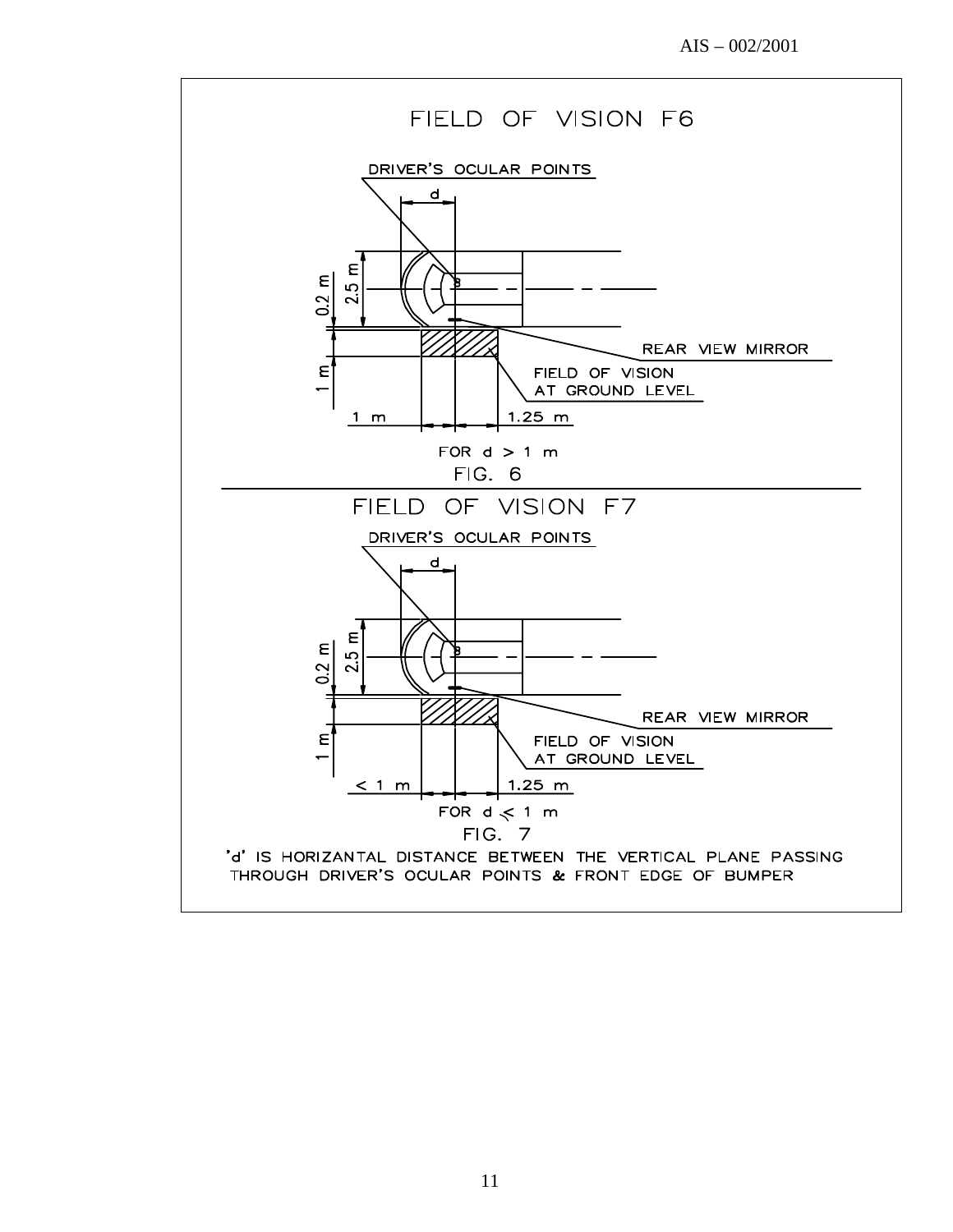## FIELD OF VISION F6

DRIVER'S OCULAR POINTS

d

0.2 m

2.5 m

REAR VIEW MIRROR

FIELD OF VISION AT GROUND LEVEL

1 m

1 m

1.25 m

FOR d > 1 m

FIG. 6

## FIELD OF VISION F7

DRIVER'S OCULAR POINTS

d

0.2 m

2.5 m

REAR VIEW MIRROR

FIELD OF VISION AT GROUND LEVEL

1 m

< 1 m

1.25 m

FOR d ≤ 1 m

FIG. 7

'd' IS HORIZANTAL DISTANCE BETWEEN THE VERTICAL PLANE PASSING THROUGH DRIVER'S OCULAR POINTS & FRONT EDGE OF BUMPER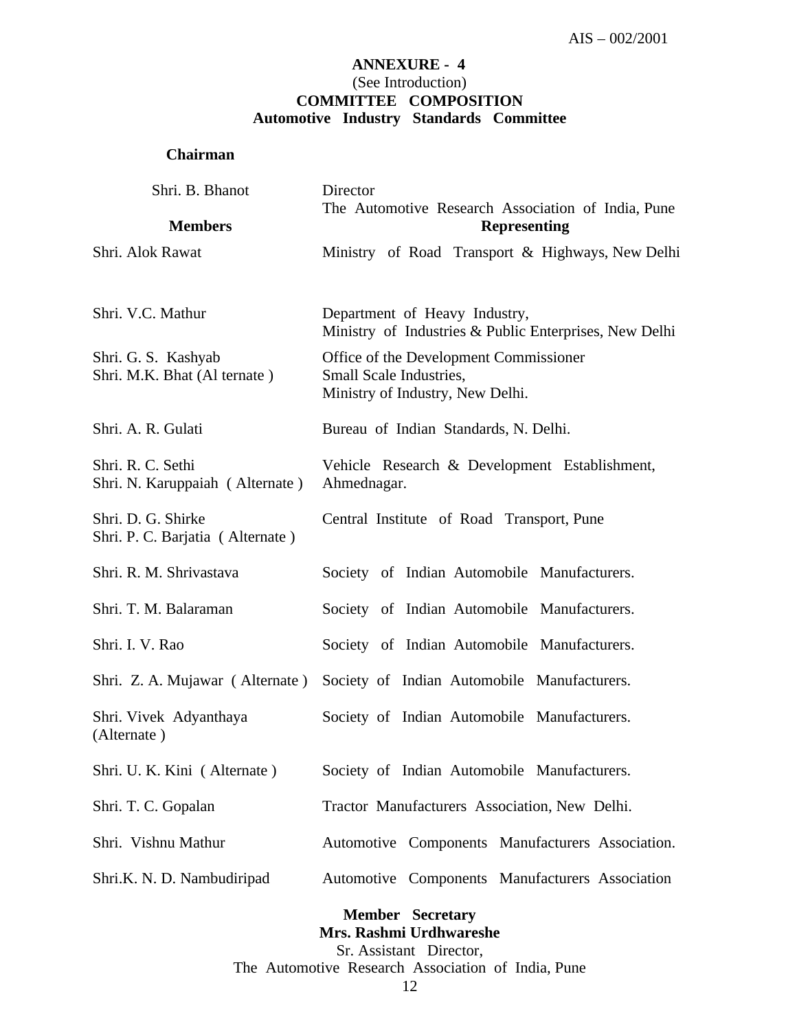**ANNEXURE - 4**

(See Introduction)

**COMMITTEE COMPOSITION**

**Automotive Industry Standards Committee**

**Chairman**

| | |
|---|---|
| Shri. B. Bhanot | Director<br>The Automotive Research Association of India, Pune |
| **Members** | **Representing** |
| Shri. Alok Rawat | Ministry of Road Transport & Highways, New Delhi |
| Shri. V.C. Mathur | Department of Heavy Industry,<br>Ministry of Industries & Public Enterprises, New Delhi |
| Shri. G. S. Kashyab<br>Shri. M.K. Bhat (Al ternate ) | Office of the Development Commissioner<br>Small Scale Industries,<br>Ministry of Industry, New Delhi. |
| Shri. A. R. Gulati | Bureau of Indian Standards, N. Delhi. |
| Shri. R. C. Sethi<br>Shri. N. Karuppaiah ( Alternate ) | Vehicle Research & Development Establishment, Ahmednagar. |
| Shri. D. G. Shirke<br>Shri. P. C. Barjatia ( Alternate ) | Central Institute of Road Transport, Pune |
| Shri. R. M. Shrivastava | Society of Indian Automobile Manufacturers. |
| Shri. T. M. Balaraman | Society of Indian Automobile Manufacturers. |
| Shri. I. V. Rao | Society of Indian Automobile Manufacturers. |
| Shri. Z. A. Mujawar ( Alternate ) | Society of Indian Automobile Manufacturers. |
| Shri. Vivek Adyanthaya (Alternate ) | Society of Indian Automobile Manufacturers. |
| Shri. U. K. Kini ( Alternate ) | Society of Indian Automobile Manufacturers. |
| Shri. T. C. Gopalan | Tractor Manufacturers Association, New Delhi. |
| Shri. Vishnu Mathur | Automotive Components Manufacturers Association. |
| Shri.K. N. D. Nambudiripad | Automotive Components Manufacturers Association |

**Member Secretary**

**Mrs. Rashmi Urdhwareshe**

Sr. Assistant Director,

The Automotive Research Association of India, Pune